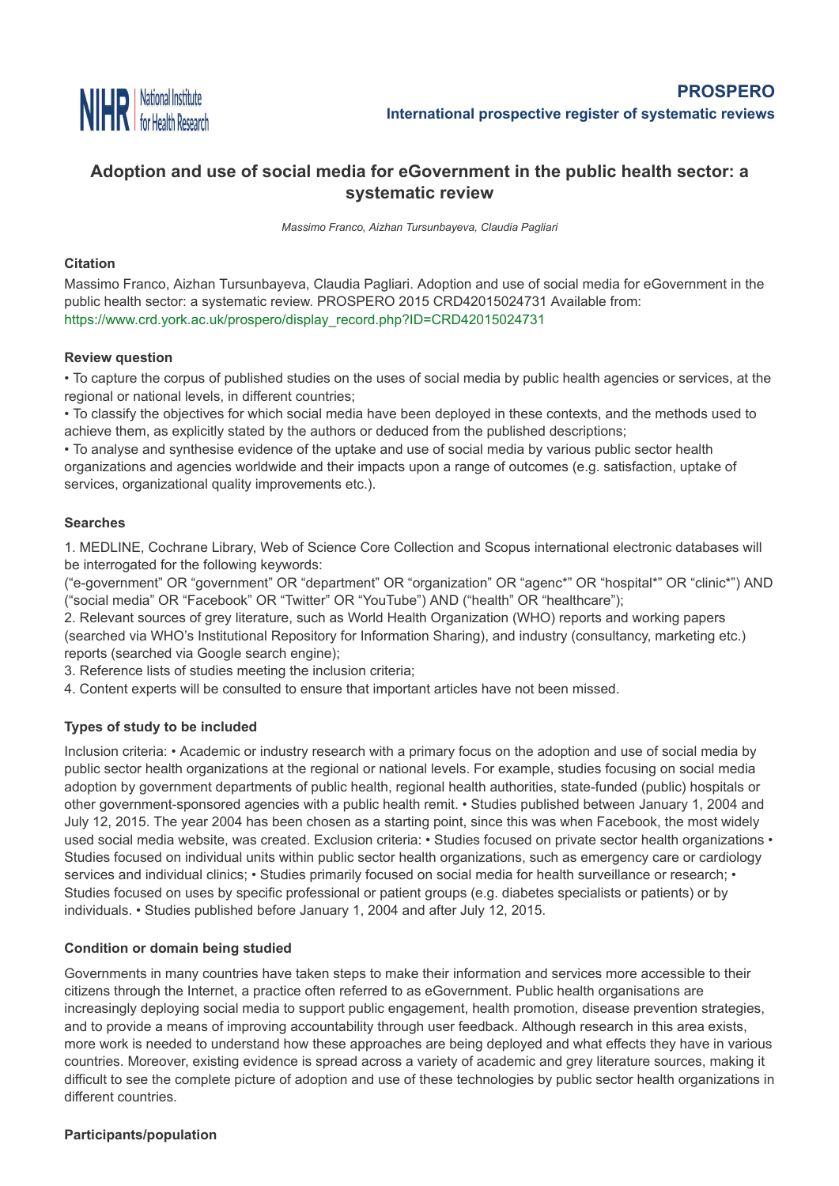# Adoption and use of social media for eGovernment in the public health sector: a systematic review

*Massimo Franco, Aizhan Tursunbayeva, Claudia Pagliari*

### Citation

Massimo Franco, Aizhan Tursunbayeva, Claudia Pagliari. Adoption and use of social media for eGovernment in the public health sector: a systematic review. PROSPERO 2015 CRD42015024731 Available from: https://www.crd.york.ac.uk/prospero/display_record.php?ID=CRD42015024731

### Review question

• To capture the corpus of published studies on the uses of social media by public health agencies or services, at the regional or national levels, in different countries;
• To classify the objectives for which social media have been deployed in these contexts, and the methods used to achieve them, as explicitly stated by the authors or deduced from the published descriptions;
• To analyse and synthesise evidence of the uptake and use of social media by various public sector health organizations and agencies worldwide and their impacts upon a range of outcomes (e.g. satisfaction, uptake of services, organizational quality improvements etc.).

### Searches

1. MEDLINE, Cochrane Library, Web of Science Core Collection and Scopus international electronic databases will be interrogated for the following keywords:
("e-government" OR "government" OR "department" OR "organization" OR "agenc*" OR "hospital*" OR "clinic*") AND ("social media" OR "Facebook" OR "Twitter" OR "YouTube") AND ("health" OR "healthcare");
2. Relevant sources of grey literature, such as World Health Organization (WHO) reports and working papers (searched via WHO's Institutional Repository for Information Sharing), and industry (consultancy, marketing etc.) reports (searched via Google search engine);
3. Reference lists of studies meeting the inclusion criteria;
4. Content experts will be consulted to ensure that important articles have not been missed.

### Types of study to be included

Inclusion criteria: • Academic or industry research with a primary focus on the adoption and use of social media by public sector health organizations at the regional or national levels. For example, studies focusing on social media adoption by government departments of public health, regional health authorities, state-funded (public) hospitals or other government-sponsored agencies with a public health remit. • Studies published between January 1, 2004 and July 12, 2015. The year 2004 has been chosen as a starting point, since this was when Facebook, the most widely used social media website, was created. Exclusion criteria: • Studies focused on private sector health organizations • Studies focused on individual units within public sector health organizations, such as emergency care or cardiology services and individual clinics; • Studies primarily focused on social media for health surveillance or research; • Studies focused on uses by specific professional or patient groups (e.g. diabetes specialists or patients) or by individuals. • Studies published before January 1, 2004 and after July 12, 2015.

### Condition or domain being studied

Governments in many countries have taken steps to make their information and services more accessible to their citizens through the Internet, a practice often referred to as eGovernment. Public health organisations are increasingly deploying social media to support public engagement, health promotion, disease prevention strategies, and to provide a means of improving accountability through user feedback. Although research in this area exists, more work is needed to understand how these approaches are being deployed and what effects they have in various countries. Moreover, existing evidence is spread across a variety of academic and grey literature sources, making it difficult to see the complete picture of adoption and use of these technologies by public sector health organizations in different countries.

### Participants/population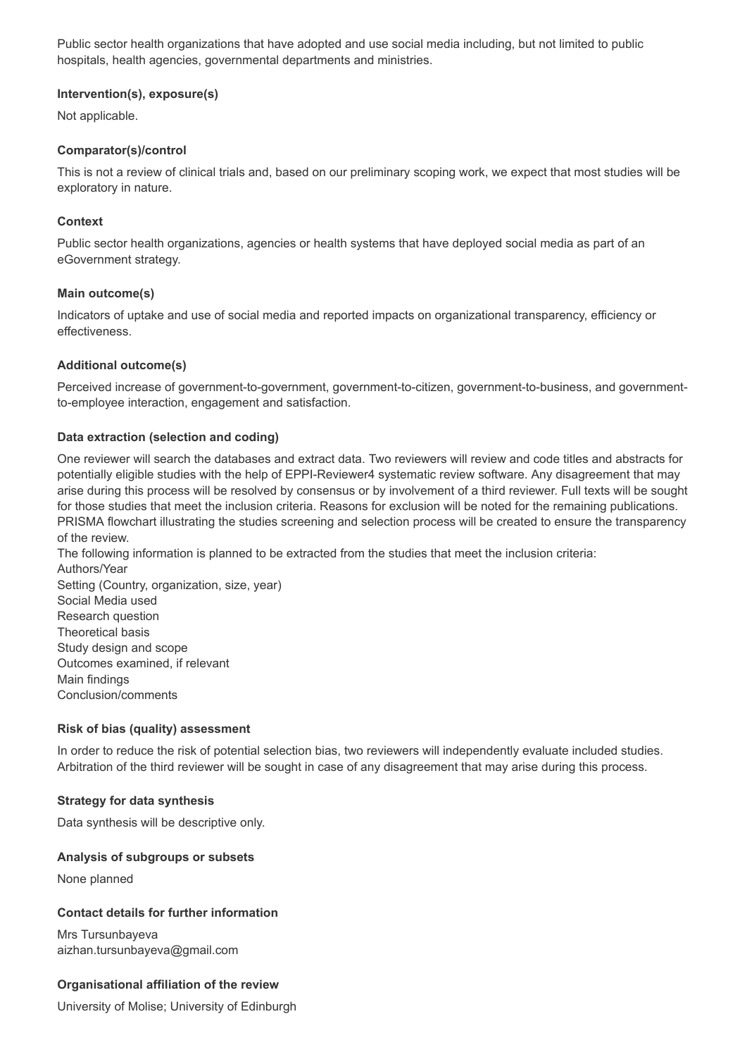Public sector health organizations that have adopted and use social media including, but not limited to public hospitals, health agencies, governmental departments and ministries.

### Intervention(s), exposure(s)

Not applicable.

### Comparator(s)/control

This is not a review of clinical trials and, based on our preliminary scoping work, we expect that most studies will be exploratory in nature.

### Context

Public sector health organizations, agencies or health systems that have deployed social media as part of an eGovernment strategy.

### Main outcome(s)

Indicators of uptake and use of social media and reported impacts on organizational transparency, efficiency or effectiveness.

### Additional outcome(s)

Perceived increase of government-to-government, government-to-citizen, government-to-business, and government-to-employee interaction, engagement and satisfaction.

### Data extraction (selection and coding)

One reviewer will search the databases and extract data. Two reviewers will review and code titles and abstracts for potentially eligible studies with the help of EPPI-Reviewer4 systematic review software. Any disagreement that may arise during this process will be resolved by consensus or by involvement of a third reviewer. Full texts will be sought for those studies that meet the inclusion criteria. Reasons for exclusion will be noted for the remaining publications. PRISMA flowchart illustrating the studies screening and selection process will be created to ensure the transparency of the review.
The following information is planned to be extracted from the studies that meet the inclusion criteria:
Authors/Year
Setting (Country, organization, size, year)
Social Media used
Research question
Theoretical basis
Study design and scope
Outcomes examined, if relevant
Main findings
Conclusion/comments

### Risk of bias (quality) assessment

In order to reduce the risk of potential selection bias, two reviewers will independently evaluate included studies. Arbitration of the third reviewer will be sought in case of any disagreement that may arise during this process.

### Strategy for data synthesis

Data synthesis will be descriptive only.

### Analysis of subgroups or subsets

None planned

### Contact details for further information

Mrs Tursunbayeva
aizhan.tursunbayeva@gmail.com

### Organisational affiliation of the review

University of Molise; University of Edinburgh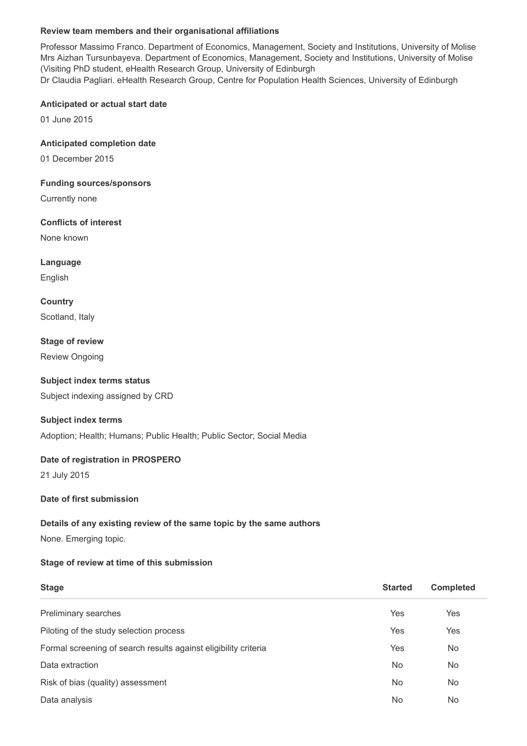**Review team members and their organisational affiliations**

Professor Massimo Franco. Department of Economics, Management, Society and Institutions, University of Molise
Mrs Aizhan Tursunbayeva. Department of Economics, Management, Society and Institutions, University of Molise (Visiting PhD student, eHealth Research Group, University of Edinburgh
Dr Claudia Pagliari. eHealth Research Group, Centre for Population Health Sciences, University of Edinburgh

**Anticipated or actual start date**

01 June 2015

**Anticipated completion date**

01 December 2015

**Funding sources/sponsors**

Currently none

**Conflicts of interest**

None known

**Language**

English

**Country**

Scotland, Italy

**Stage of review**

Review Ongoing

**Subject index terms status**

Subject indexing assigned by CRD

**Subject index terms**

Adoption; Health; Humans; Public Health; Public Sector; Social Media

**Date of registration in PROSPERO**

21 July 2015

**Date of first submission**

**Details of any existing review of the same topic by the same authors**

None. Emerging topic.

**Stage of review at time of this submission**

| Stage | Started | Completed |
| --- | --- | --- |
| Preliminary searches | Yes | Yes |
| Piloting of the study selection process | Yes | Yes |
| Formal screening of search results against eligibility criteria | Yes | No |
| Data extraction | No | No |
| Risk of bias (quality) assessment | No | No |
| Data analysis | No | No |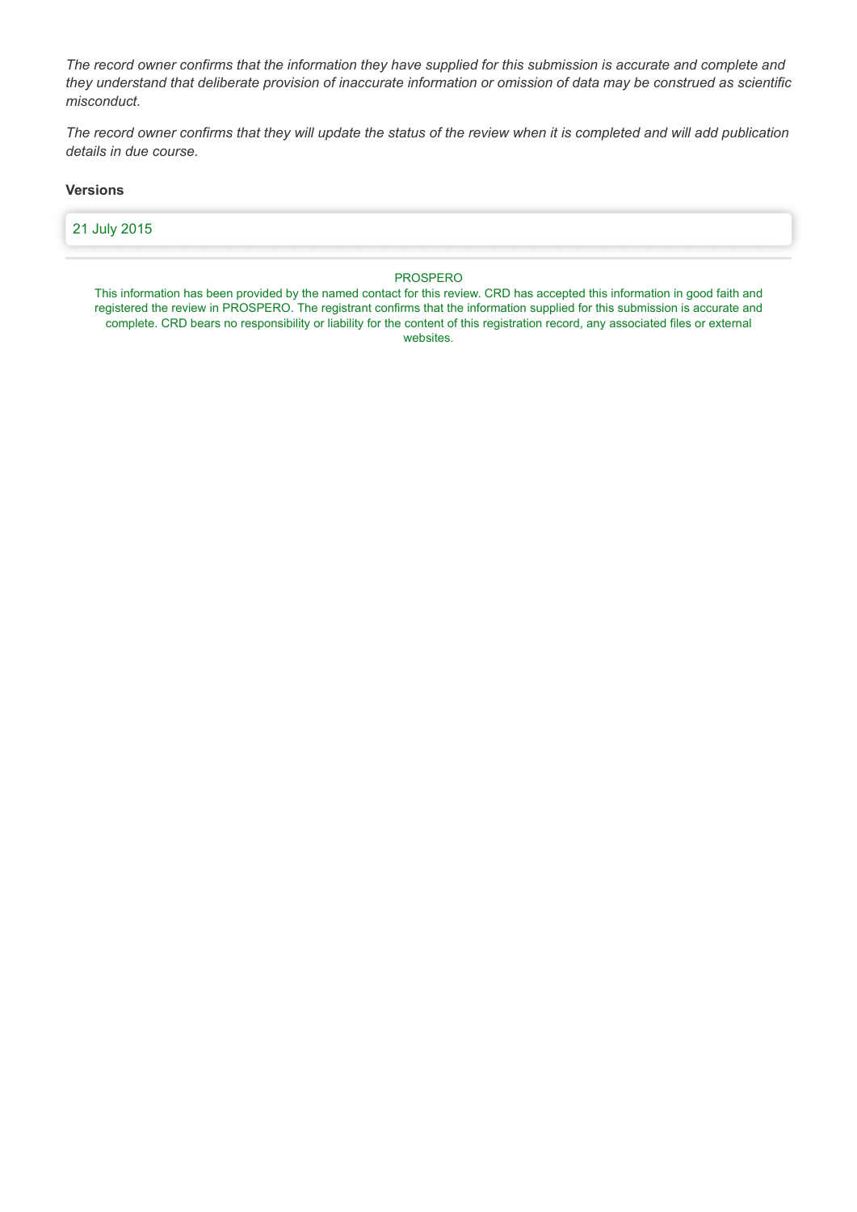*The record owner confirms that the information they have supplied for this submission is accurate and complete and they understand that deliberate provision of inaccurate information or omission of data may be construed as scientific misconduct.*

*The record owner confirms that they will update the status of the review when it is completed and will add publication details in due course.*

**Versions**

21 July 2015

PROSPERO

This information has been provided by the named contact for this review. CRD has accepted this information in good faith and registered the review in PROSPERO. The registrant confirms that the information supplied for this submission is accurate and complete. CRD bears no responsibility or liability for the content of this registration record, any associated files or external websites.